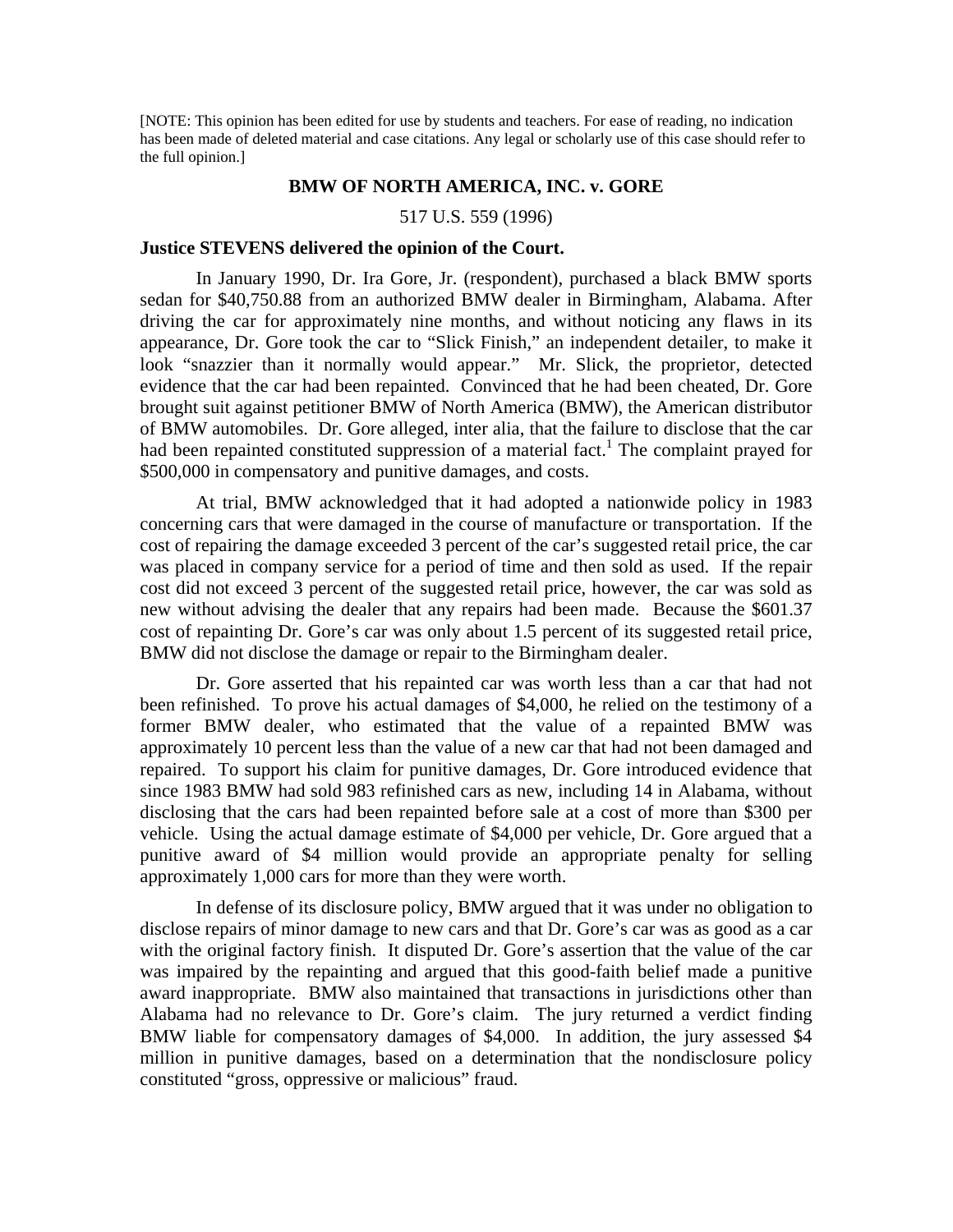[NOTE: This opinion has been edited for use by students and teachers. For ease of reading, no indication has been made of deleted material and case citations. Any legal or scholarly use of this case should refer to the full opinion.]

**BMW OF NORTH AMERICA, INC. v. GORE**

517 U.S. 559 (1996)

**Justice STEVENS delivered the opinion of the Court.**

In January 1990, Dr. Ira Gore, Jr. (respondent), purchased a black BMW sports sedan for $40,750.88 from an authorized BMW dealer in Birmingham, Alabama. After driving the car for approximately nine months, and without noticing any flaws in its appearance, Dr. Gore took the car to "Slick Finish," an independent detailer, to make it look "snazzier than it normally would appear." Mr. Slick, the proprietor, detected evidence that the car had been repainted. Convinced that he had been cheated, Dr. Gore brought suit against petitioner BMW of North America (BMW), the American distributor of BMW automobiles. Dr. Gore alleged, inter alia, that the failure to disclose that the car had been repainted constituted suppression of a material fact.[1] The complaint prayed for $500,000 in compensatory and punitive damages, and costs.

At trial, BMW acknowledged that it had adopted a nationwide policy in 1983 concerning cars that were damaged in the course of manufacture or transportation. If the cost of repairing the damage exceeded 3 percent of the car's suggested retail price, the car was placed in company service for a period of time and then sold as used. If the repair cost did not exceed 3 percent of the suggested retail price, however, the car was sold as new without advising the dealer that any repairs had been made. Because the $601.37 cost of repainting Dr. Gore's car was only about 1.5 percent of its suggested retail price, BMW did not disclose the damage or repair to the Birmingham dealer.

Dr. Gore asserted that his repainted car was worth less than a car that had not been refinished. To prove his actual damages of $4,000, he relied on the testimony of a former BMW dealer, who estimated that the value of a repainted BMW was approximately 10 percent less than the value of a new car that had not been damaged and repaired. To support his claim for punitive damages, Dr. Gore introduced evidence that since 1983 BMW had sold 983 refinished cars as new, including 14 in Alabama, without disclosing that the cars had been repainted before sale at a cost of more than $300 per vehicle. Using the actual damage estimate of $4,000 per vehicle, Dr. Gore argued that a punitive award of $4 million would provide an appropriate penalty for selling approximately 1,000 cars for more than they were worth.

In defense of its disclosure policy, BMW argued that it was under no obligation to disclose repairs of minor damage to new cars and that Dr. Gore's car was as good as a car with the original factory finish. It disputed Dr. Gore's assertion that the value of the car was impaired by the repainting and argued that this good-faith belief made a punitive award inappropriate. BMW also maintained that transactions in jurisdictions other than Alabama had no relevance to Dr. Gore's claim. The jury returned a verdict finding BMW liable for compensatory damages of $4,000. In addition, the jury assessed $4 million in punitive damages, based on a determination that the nondisclosure policy constituted "gross, oppressive or malicious" fraud.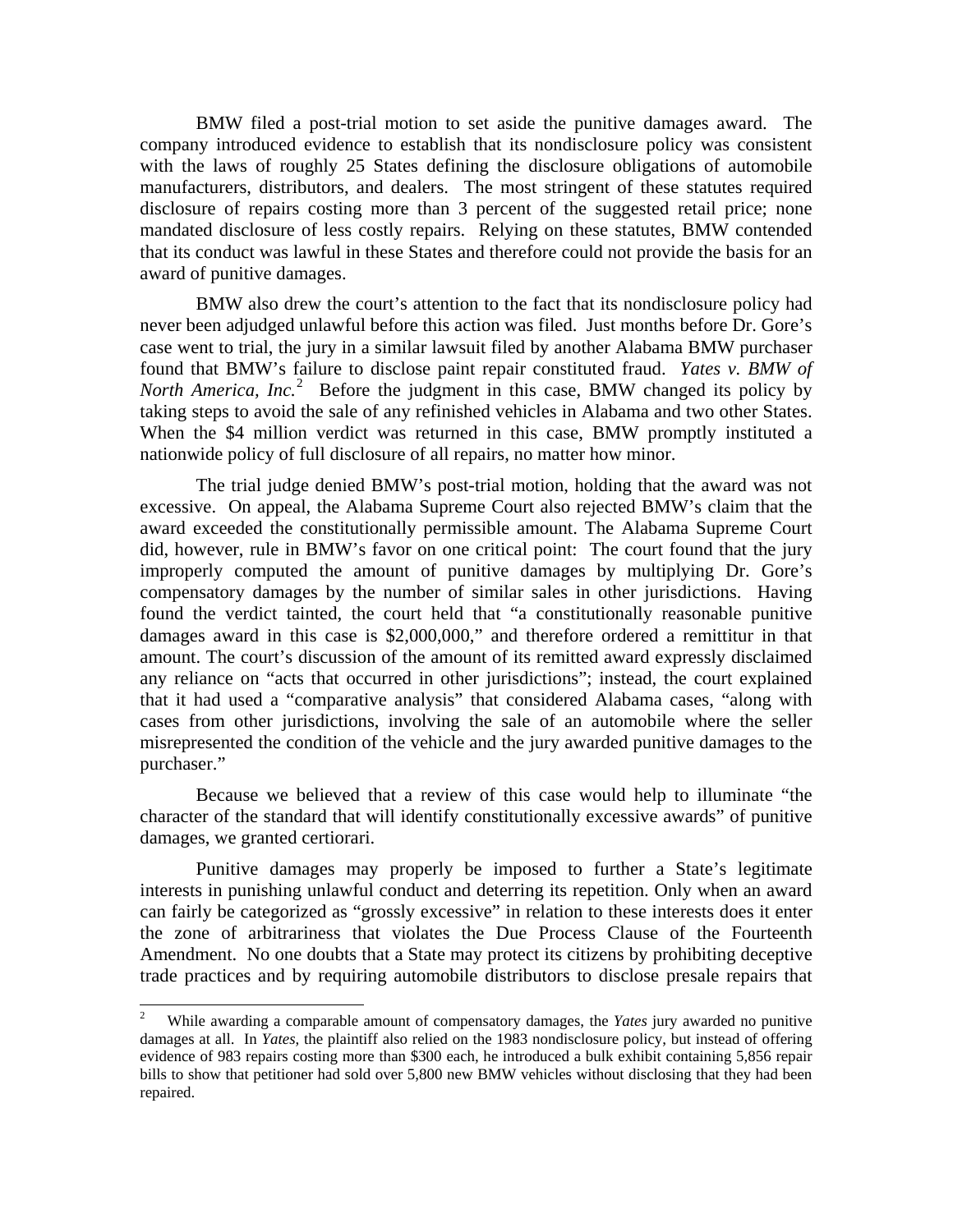BMW filed a post-trial motion to set aside the punitive damages award. The company introduced evidence to establish that its nondisclosure policy was consistent with the laws of roughly 25 States defining the disclosure obligations of automobile manufacturers, distributors, and dealers. The most stringent of these statutes required disclosure of repairs costing more than 3 percent of the suggested retail price; none mandated disclosure of less costly repairs. Relying on these statutes, BMW contended that its conduct was lawful in these States and therefore could not provide the basis for an award of punitive damages.

BMW also drew the court's attention to the fact that its nondisclosure policy had never been adjudged unlawful before this action was filed. Just months before Dr. Gore's case went to trial, the jury in a similar lawsuit filed by another Alabama BMW purchaser found that BMW's failure to disclose paint repair constituted fraud. *Yates v. BMW of North America, Inc.*[2] Before the judgment in this case, BMW changed its policy by taking steps to avoid the sale of any refinished vehicles in Alabama and two other States. When the $4 million verdict was returned in this case, BMW promptly instituted a nationwide policy of full disclosure of all repairs, no matter how minor.

The trial judge denied BMW's post-trial motion, holding that the award was not excessive. On appeal, the Alabama Supreme Court also rejected BMW's claim that the award exceeded the constitutionally permissible amount. The Alabama Supreme Court did, however, rule in BMW's favor on one critical point: The court found that the jury improperly computed the amount of punitive damages by multiplying Dr. Gore's compensatory damages by the number of similar sales in other jurisdictions. Having found the verdict tainted, the court held that "a constitutionally reasonable punitive damages award in this case is $2,000,000," and therefore ordered a remittitur in that amount. The court's discussion of the amount of its remitted award expressly disclaimed any reliance on "acts that occurred in other jurisdictions"; instead, the court explained that it had used a "comparative analysis" that considered Alabama cases, "along with cases from other jurisdictions, involving the sale of an automobile where the seller misrepresented the condition of the vehicle and the jury awarded punitive damages to the purchaser."

Because we believed that a review of this case would help to illuminate "the character of the standard that will identify constitutionally excessive awards" of punitive damages, we granted certiorari.

Punitive damages may properly be imposed to further a State's legitimate interests in punishing unlawful conduct and deterring its repetition. Only when an award can fairly be categorized as "grossly excessive" in relation to these interests does it enter the zone of arbitrariness that violates the Due Process Clause of the Fourteenth Amendment. No one doubts that a State may protect its citizens by prohibiting deceptive trade practices and by requiring automobile distributors to disclose presale repairs that

---

[2] While awarding a comparable amount of compensatory damages, the *Yates* jury awarded no punitive damages at all. In *Yates*, the plaintiff also relied on the 1983 nondisclosure policy, but instead of offering evidence of 983 repairs costing more than $300 each, he introduced a bulk exhibit containing 5,856 repair bills to show that petitioner had sold over 5,800 new BMW vehicles without disclosing that they had been repaired.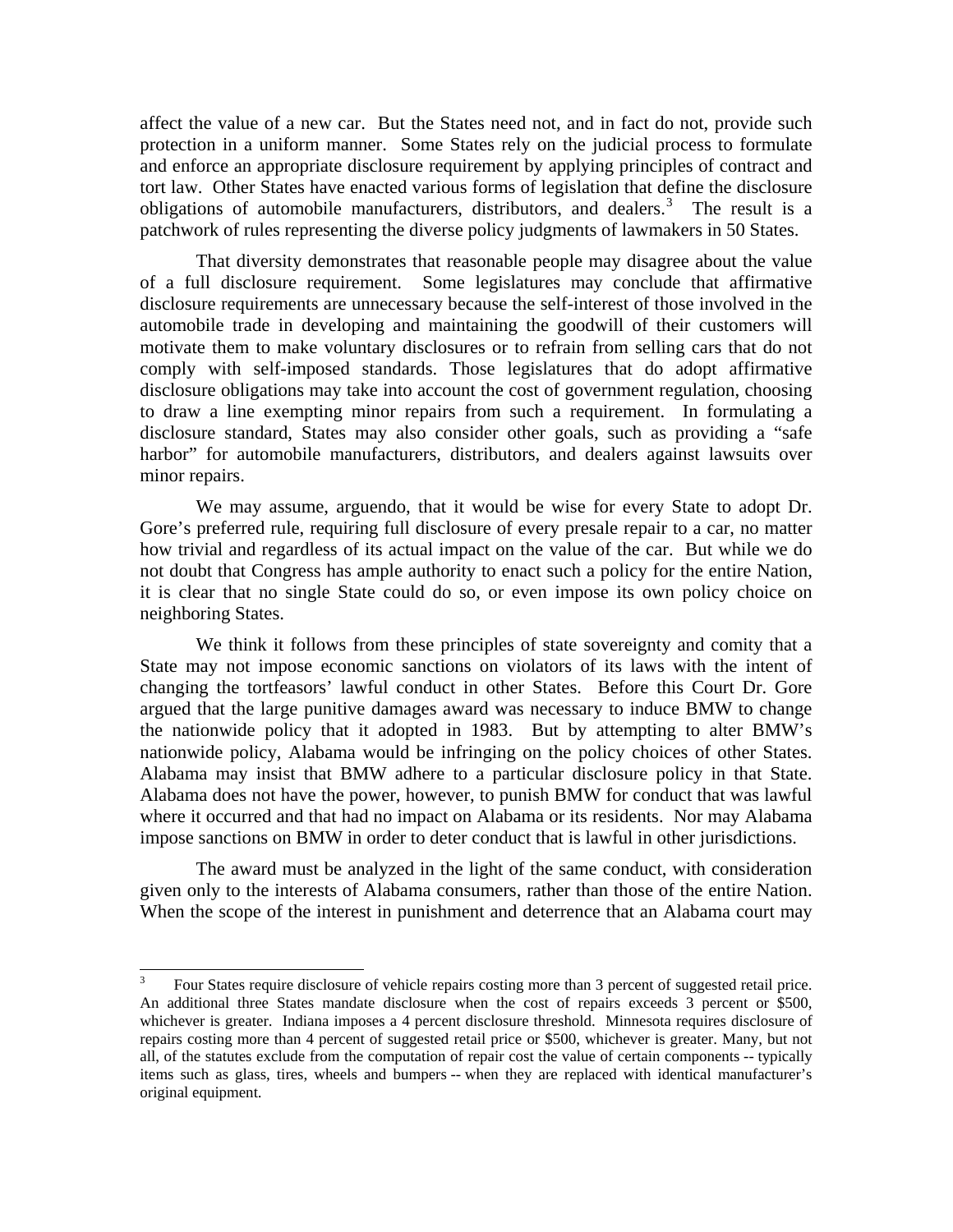affect the value of a new car. But the States need not, and in fact do not, provide such protection in a uniform manner. Some States rely on the judicial process to formulate and enforce an appropriate disclosure requirement by applying principles of contract and tort law. Other States have enacted various forms of legislation that define the disclosure obligations of automobile manufacturers, distributors, and dealers.[3] The result is a patchwork of rules representing the diverse policy judgments of lawmakers in 50 States.

That diversity demonstrates that reasonable people may disagree about the value of a full disclosure requirement. Some legislatures may conclude that affirmative disclosure requirements are unnecessary because the self-interest of those involved in the automobile trade in developing and maintaining the goodwill of their customers will motivate them to make voluntary disclosures or to refrain from selling cars that do not comply with self-imposed standards. Those legislatures that do adopt affirmative disclosure obligations may take into account the cost of government regulation, choosing to draw a line exempting minor repairs from such a requirement. In formulating a disclosure standard, States may also consider other goals, such as providing a "safe harbor" for automobile manufacturers, distributors, and dealers against lawsuits over minor repairs.

We may assume, arguendo, that it would be wise for every State to adopt Dr. Gore's preferred rule, requiring full disclosure of every presale repair to a car, no matter how trivial and regardless of its actual impact on the value of the car. But while we do not doubt that Congress has ample authority to enact such a policy for the entire Nation, it is clear that no single State could do so, or even impose its own policy choice on neighboring States.

We think it follows from these principles of state sovereignty and comity that a State may not impose economic sanctions on violators of its laws with the intent of changing the tortfeasors' lawful conduct in other States. Before this Court Dr. Gore argued that the large punitive damages award was necessary to induce BMW to change the nationwide policy that it adopted in 1983. But by attempting to alter BMW's nationwide policy, Alabama would be infringing on the policy choices of other States. Alabama may insist that BMW adhere to a particular disclosure policy in that State. Alabama does not have the power, however, to punish BMW for conduct that was lawful where it occurred and that had no impact on Alabama or its residents. Nor may Alabama impose sanctions on BMW in order to deter conduct that is lawful in other jurisdictions.

The award must be analyzed in the light of the same conduct, with consideration given only to the interests of Alabama consumers, rather than those of the entire Nation. When the scope of the interest in punishment and deterrence that an Alabama court may

---

[3] Four States require disclosure of vehicle repairs costing more than 3 percent of suggested retail price. An additional three States mandate disclosure when the cost of repairs exceeds 3 percent or $500, whichever is greater. Indiana imposes a 4 percent disclosure threshold. Minnesota requires disclosure of repairs costing more than 4 percent of suggested retail price or $500, whichever is greater. Many, but not all, of the statutes exclude from the computation of repair cost the value of certain components -- typically items such as glass, tires, wheels and bumpers -- when they are replaced with identical manufacturer's original equipment.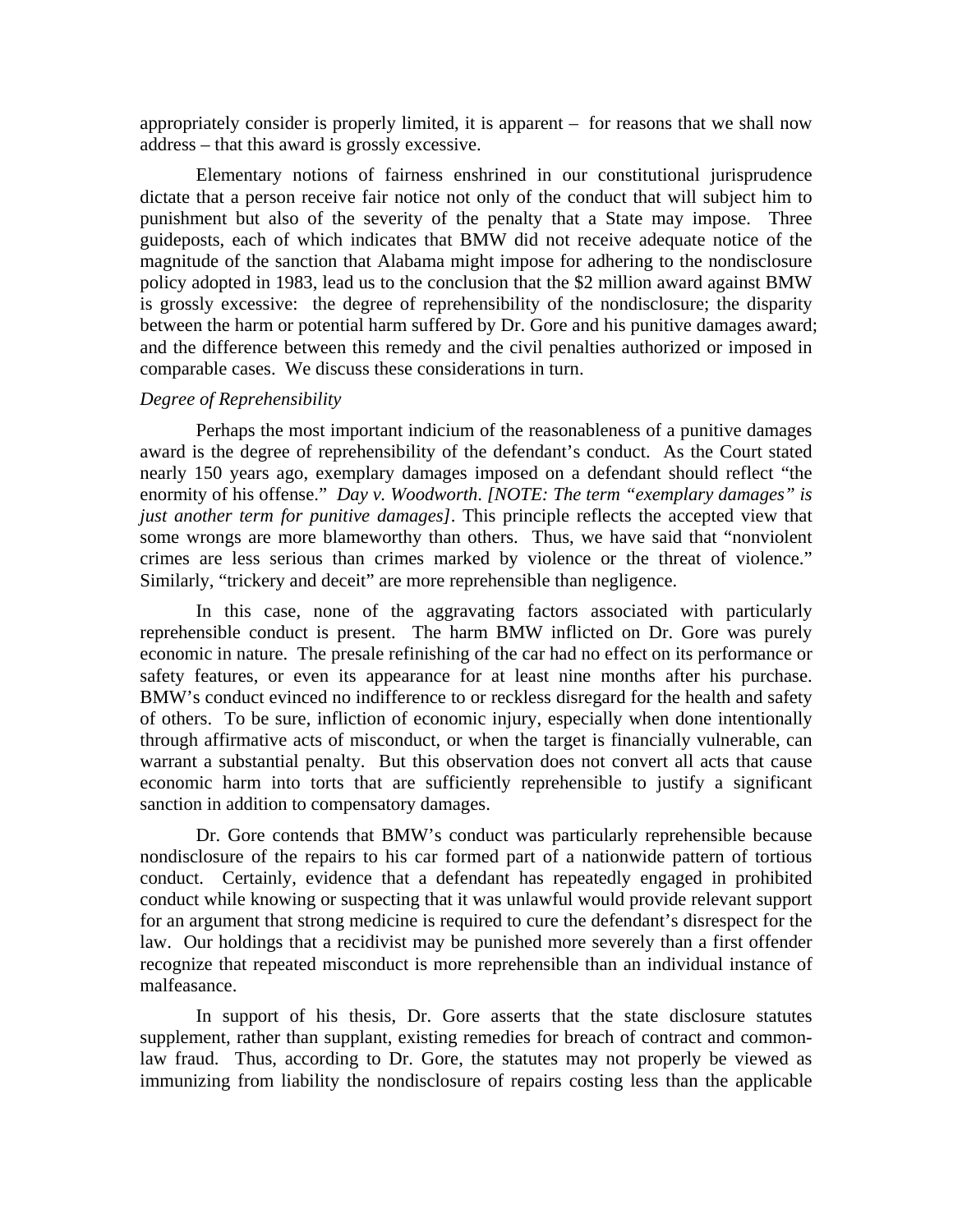appropriately consider is properly limited, it is apparent – for reasons that we shall now address – that this award is grossly excessive.

Elementary notions of fairness enshrined in our constitutional jurisprudence dictate that a person receive fair notice not only of the conduct that will subject him to punishment but also of the severity of the penalty that a State may impose. Three guideposts, each of which indicates that BMW did not receive adequate notice of the magnitude of the sanction that Alabama might impose for adhering to the nondisclosure policy adopted in 1983, lead us to the conclusion that the $2 million award against BMW is grossly excessive: the degree of reprehensibility of the nondisclosure; the disparity between the harm or potential harm suffered by Dr. Gore and his punitive damages award; and the difference between this remedy and the civil penalties authorized or imposed in comparable cases. We discuss these considerations in turn.

*Degree of Reprehensibility*

Perhaps the most important indicium of the reasonableness of a punitive damages award is the degree of reprehensibility of the defendant's conduct. As the Court stated nearly 150 years ago, exemplary damages imposed on a defendant should reflect "the enormity of his offense." *Day v. Woodworth*. *[NOTE: The term "exemplary damages" is just another term for punitive damages]*. This principle reflects the accepted view that some wrongs are more blameworthy than others. Thus, we have said that "nonviolent crimes are less serious than crimes marked by violence or the threat of violence." Similarly, "trickery and deceit" are more reprehensible than negligence.

In this case, none of the aggravating factors associated with particularly reprehensible conduct is present. The harm BMW inflicted on Dr. Gore was purely economic in nature. The presale refinishing of the car had no effect on its performance or safety features, or even its appearance for at least nine months after his purchase. BMW's conduct evinced no indifference to or reckless disregard for the health and safety of others. To be sure, infliction of economic injury, especially when done intentionally through affirmative acts of misconduct, or when the target is financially vulnerable, can warrant a substantial penalty. But this observation does not convert all acts that cause economic harm into torts that are sufficiently reprehensible to justify a significant sanction in addition to compensatory damages.

Dr. Gore contends that BMW's conduct was particularly reprehensible because nondisclosure of the repairs to his car formed part of a nationwide pattern of tortious conduct. Certainly, evidence that a defendant has repeatedly engaged in prohibited conduct while knowing or suspecting that it was unlawful would provide relevant support for an argument that strong medicine is required to cure the defendant's disrespect for the law. Our holdings that a recidivist may be punished more severely than a first offender recognize that repeated misconduct is more reprehensible than an individual instance of malfeasance.

In support of his thesis, Dr. Gore asserts that the state disclosure statutes supplement, rather than supplant, existing remedies for breach of contract and common-law fraud. Thus, according to Dr. Gore, the statutes may not properly be viewed as immunizing from liability the nondisclosure of repairs costing less than the applicable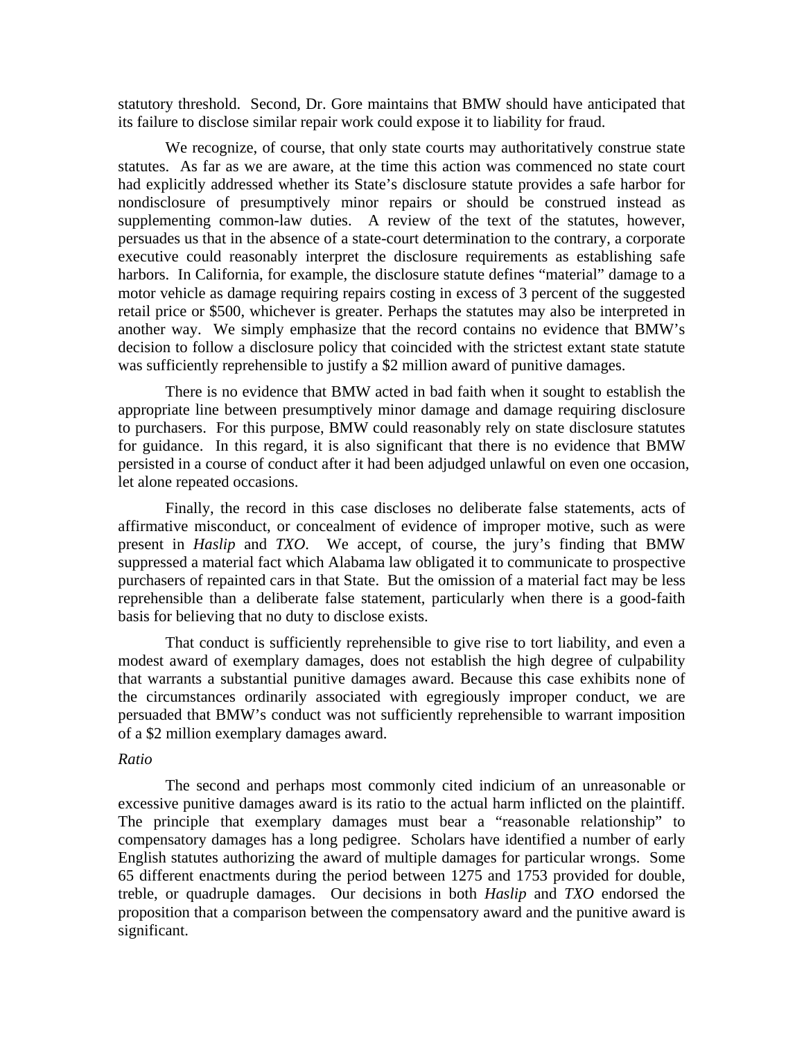statutory threshold. Second, Dr. Gore maintains that BMW should have anticipated that its failure to disclose similar repair work could expose it to liability for fraud.

We recognize, of course, that only state courts may authoritatively construe state statutes. As far as we are aware, at the time this action was commenced no state court had explicitly addressed whether its State's disclosure statute provides a safe harbor for nondisclosure of presumptively minor repairs or should be construed instead as supplementing common-law duties. A review of the text of the statutes, however, persuades us that in the absence of a state-court determination to the contrary, a corporate executive could reasonably interpret the disclosure requirements as establishing safe harbors. In California, for example, the disclosure statute defines "material" damage to a motor vehicle as damage requiring repairs costing in excess of 3 percent of the suggested retail price or $500, whichever is greater. Perhaps the statutes may also be interpreted in another way. We simply emphasize that the record contains no evidence that BMW's decision to follow a disclosure policy that coincided with the strictest extant state statute was sufficiently reprehensible to justify a $2 million award of punitive damages.

There is no evidence that BMW acted in bad faith when it sought to establish the appropriate line between presumptively minor damage and damage requiring disclosure to purchasers. For this purpose, BMW could reasonably rely on state disclosure statutes for guidance. In this regard, it is also significant that there is no evidence that BMW persisted in a course of conduct after it had been adjudged unlawful on even one occasion, let alone repeated occasions.

Finally, the record in this case discloses no deliberate false statements, acts of affirmative misconduct, or concealment of evidence of improper motive, such as were present in *Haslip* and *TXO*. We accept, of course, the jury's finding that BMW suppressed a material fact which Alabama law obligated it to communicate to prospective purchasers of repainted cars in that State. But the omission of a material fact may be less reprehensible than a deliberate false statement, particularly when there is a good-faith basis for believing that no duty to disclose exists.

That conduct is sufficiently reprehensible to give rise to tort liability, and even a modest award of exemplary damages, does not establish the high degree of culpability that warrants a substantial punitive damages award. Because this case exhibits none of the circumstances ordinarily associated with egregiously improper conduct, we are persuaded that BMW's conduct was not sufficiently reprehensible to warrant imposition of a $2 million exemplary damages award.

*Ratio*

The second and perhaps most commonly cited indicium of an unreasonable or excessive punitive damages award is its ratio to the actual harm inflicted on the plaintiff. The principle that exemplary damages must bear a "reasonable relationship" to compensatory damages has a long pedigree. Scholars have identified a number of early English statutes authorizing the award of multiple damages for particular wrongs. Some 65 different enactments during the period between 1275 and 1753 provided for double, treble, or quadruple damages. Our decisions in both *Haslip* and *TXO* endorsed the proposition that a comparison between the compensatory award and the punitive award is significant.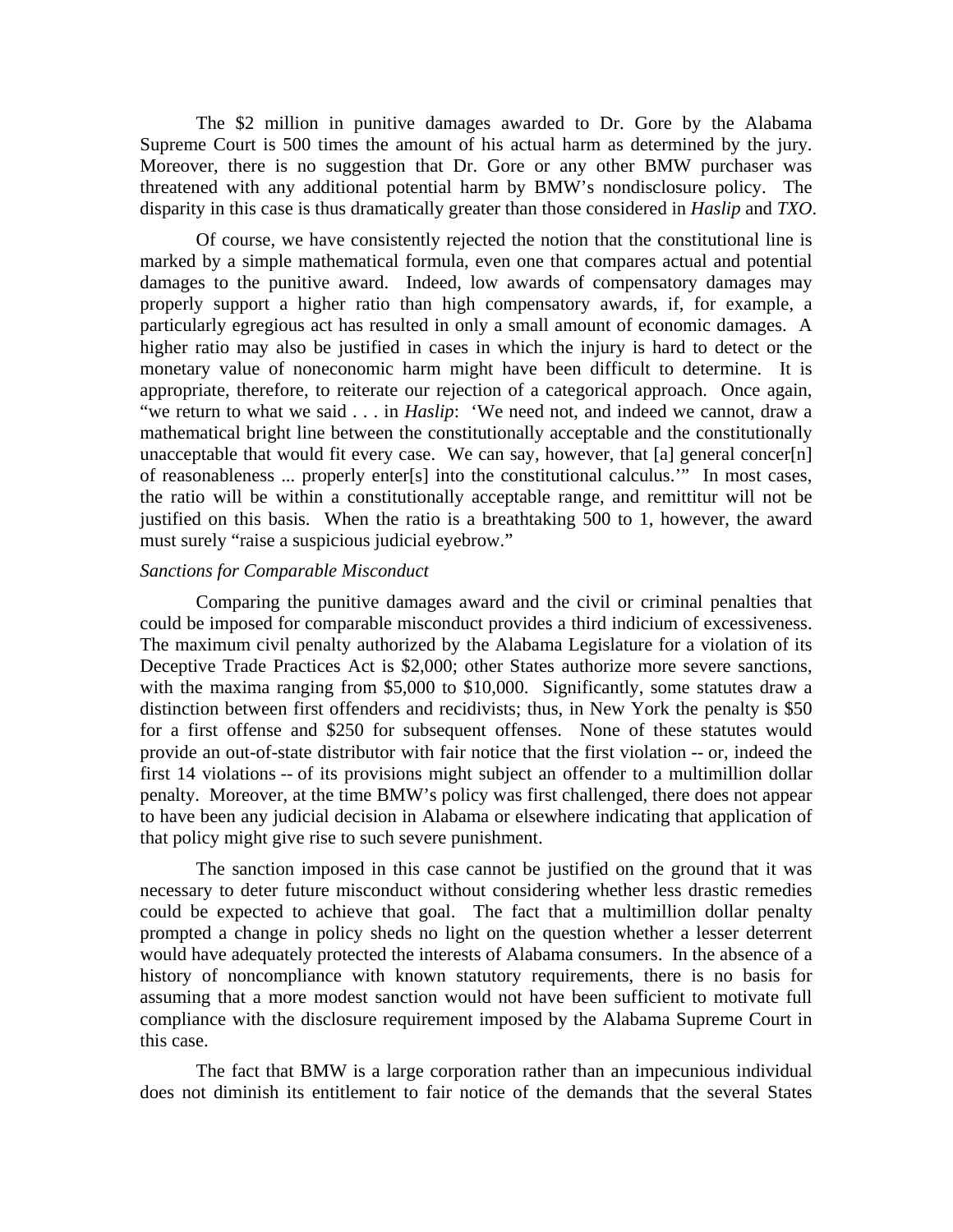The $2 million in punitive damages awarded to Dr. Gore by the Alabama Supreme Court is 500 times the amount of his actual harm as determined by the jury. Moreover, there is no suggestion that Dr. Gore or any other BMW purchaser was threatened with any additional potential harm by BMW's nondisclosure policy. The disparity in this case is thus dramatically greater than those considered in *Haslip* and *TXO*.

Of course, we have consistently rejected the notion that the constitutional line is marked by a simple mathematical formula, even one that compares actual and potential damages to the punitive award. Indeed, low awards of compensatory damages may properly support a higher ratio than high compensatory awards, if, for example, a particularly egregious act has resulted in only a small amount of economic damages. A higher ratio may also be justified in cases in which the injury is hard to detect or the monetary value of noneconomic harm might have been difficult to determine. It is appropriate, therefore, to reiterate our rejection of a categorical approach. Once again, "we return to what we said . . . in *Haslip*: 'We need not, and indeed we cannot, draw a mathematical bright line between the constitutionally acceptable and the constitutionally unacceptable that would fit every case. We can say, however, that [a] general concer[n] of reasonableness ... properly enter[s] into the constitutional calculus.'" In most cases, the ratio will be within a constitutionally acceptable range, and remittitur will not be justified on this basis. When the ratio is a breathtaking 500 to 1, however, the award must surely "raise a suspicious judicial eyebrow."

*Sanctions for Comparable Misconduct*

Comparing the punitive damages award and the civil or criminal penalties that could be imposed for comparable misconduct provides a third indicium of excessiveness. The maximum civil penalty authorized by the Alabama Legislature for a violation of its Deceptive Trade Practices Act is $2,000; other States authorize more severe sanctions, with the maxima ranging from $5,000 to $10,000. Significantly, some statutes draw a distinction between first offenders and recidivists; thus, in New York the penalty is $50 for a first offense and $250 for subsequent offenses. None of these statutes would provide an out-of-state distributor with fair notice that the first violation -- or, indeed the first 14 violations -- of its provisions might subject an offender to a multimillion dollar penalty. Moreover, at the time BMW's policy was first challenged, there does not appear to have been any judicial decision in Alabama or elsewhere indicating that application of that policy might give rise to such severe punishment.

The sanction imposed in this case cannot be justified on the ground that it was necessary to deter future misconduct without considering whether less drastic remedies could be expected to achieve that goal. The fact that a multimillion dollar penalty prompted a change in policy sheds no light on the question whether a lesser deterrent would have adequately protected the interests of Alabama consumers. In the absence of a history of noncompliance with known statutory requirements, there is no basis for assuming that a more modest sanction would not have been sufficient to motivate full compliance with the disclosure requirement imposed by the Alabama Supreme Court in this case.

The fact that BMW is a large corporation rather than an impecunious individual does not diminish its entitlement to fair notice of the demands that the several States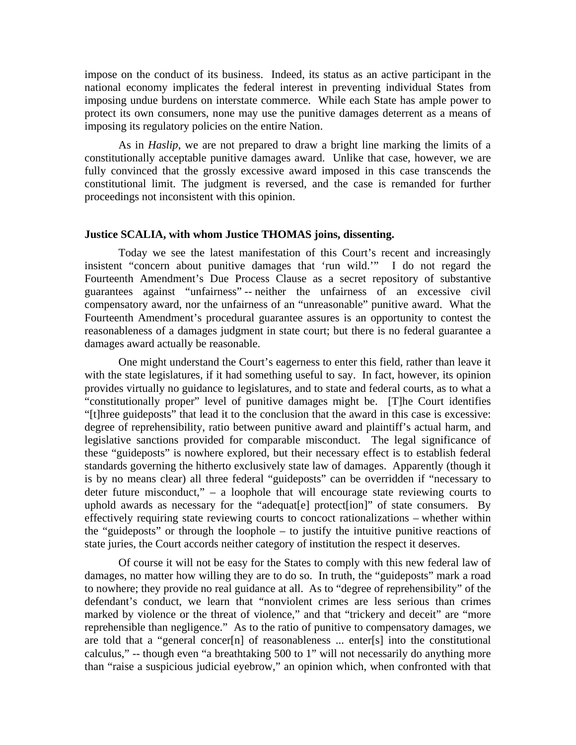impose on the conduct of its business. Indeed, its status as an active participant in the national economy implicates the federal interest in preventing individual States from imposing undue burdens on interstate commerce. While each State has ample power to protect its own consumers, none may use the punitive damages deterrent as a means of imposing its regulatory policies on the entire Nation.

As in *Haslip*, we are not prepared to draw a bright line marking the limits of a constitutionally acceptable punitive damages award. Unlike that case, however, we are fully convinced that the grossly excessive award imposed in this case transcends the constitutional limit. The judgment is reversed, and the case is remanded for further proceedings not inconsistent with this opinion.

**Justice SCALIA, with whom Justice THOMAS joins, dissenting.**

Today we see the latest manifestation of this Court's recent and increasingly insistent "concern about punitive damages that 'run wild.'" I do not regard the Fourteenth Amendment's Due Process Clause as a secret repository of substantive guarantees against "unfairness" -- neither the unfairness of an excessive civil compensatory award, nor the unfairness of an "unreasonable" punitive award. What the Fourteenth Amendment's procedural guarantee assures is an opportunity to contest the reasonableness of a damages judgment in state court; but there is no federal guarantee a damages award actually be reasonable.

One might understand the Court's eagerness to enter this field, rather than leave it with the state legislatures, if it had something useful to say. In fact, however, its opinion provides virtually no guidance to legislatures, and to state and federal courts, as to what a "constitutionally proper" level of punitive damages might be. [T]he Court identifies "[t]hree guideposts" that lead it to the conclusion that the award in this case is excessive: degree of reprehensibility, ratio between punitive award and plaintiff's actual harm, and legislative sanctions provided for comparable misconduct. The legal significance of these "guideposts" is nowhere explored, but their necessary effect is to establish federal standards governing the hitherto exclusively state law of damages. Apparently (though it is by no means clear) all three federal "guideposts" can be overridden if "necessary to deter future misconduct," – a loophole that will encourage state reviewing courts to uphold awards as necessary for the "adequat[e] protect[ion]" of state consumers. By effectively requiring state reviewing courts to concoct rationalizations – whether within the "guideposts" or through the loophole – to justify the intuitive punitive reactions of state juries, the Court accords neither category of institution the respect it deserves.

Of course it will not be easy for the States to comply with this new federal law of damages, no matter how willing they are to do so. In truth, the "guideposts" mark a road to nowhere; they provide no real guidance at all. As to "degree of reprehensibility" of the defendant's conduct, we learn that "nonviolent crimes are less serious than crimes marked by violence or the threat of violence," and that "trickery and deceit" are "more reprehensible than negligence." As to the ratio of punitive to compensatory damages, we are told that a "general concer[n] of reasonableness ... enter[s] into the constitutional calculus," -- though even "a breathtaking 500 to 1" will not necessarily do anything more than "raise a suspicious judicial eyebrow," an opinion which, when confronted with that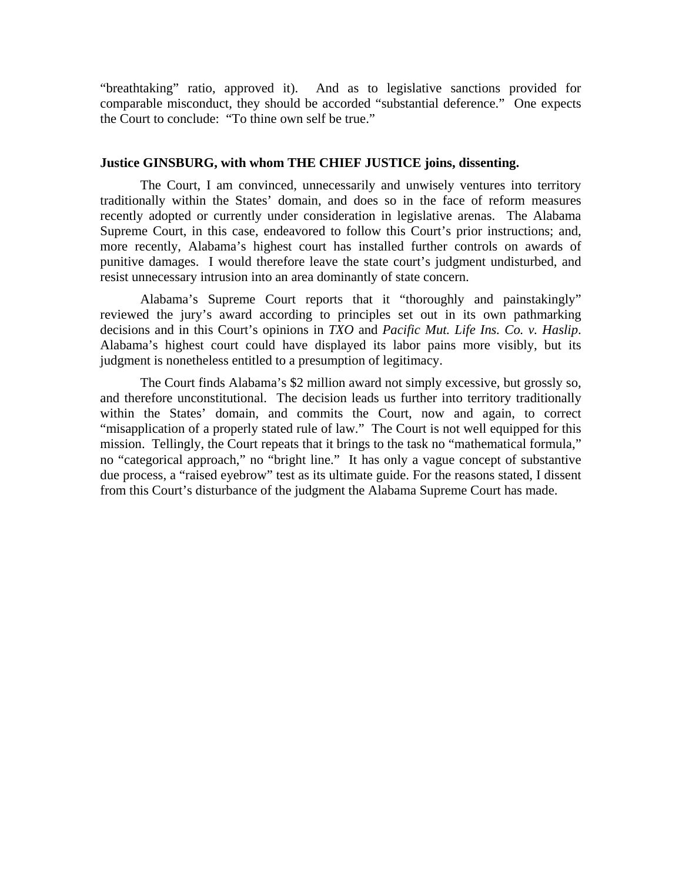"breathtaking" ratio, approved it). And as to legislative sanctions provided for comparable misconduct, they should be accorded "substantial deference." One expects the Court to conclude: "To thine own self be true."

**Justice GINSBURG, with whom THE CHIEF JUSTICE joins, dissenting.**

The Court, I am convinced, unnecessarily and unwisely ventures into territory traditionally within the States' domain, and does so in the face of reform measures recently adopted or currently under consideration in legislative arenas. The Alabama Supreme Court, in this case, endeavored to follow this Court's prior instructions; and, more recently, Alabama's highest court has installed further controls on awards of punitive damages. I would therefore leave the state court's judgment undisturbed, and resist unnecessary intrusion into an area dominantly of state concern.

Alabama's Supreme Court reports that it "thoroughly and painstakingly" reviewed the jury's award according to principles set out in its own pathmarking decisions and in this Court's opinions in *TXO* and *Pacific Mut. Life Ins. Co. v. Haslip*. Alabama's highest court could have displayed its labor pains more visibly, but its judgment is nonetheless entitled to a presumption of legitimacy.

The Court finds Alabama's $2 million award not simply excessive, but grossly so, and therefore unconstitutional. The decision leads us further into territory traditionally within the States' domain, and commits the Court, now and again, to correct "misapplication of a properly stated rule of law." The Court is not well equipped for this mission. Tellingly, the Court repeats that it brings to the task no "mathematical formula," no "categorical approach," no "bright line." It has only a vague concept of substantive due process, a "raised eyebrow" test as its ultimate guide. For the reasons stated, I dissent from this Court's disturbance of the judgment the Alabama Supreme Court has made.